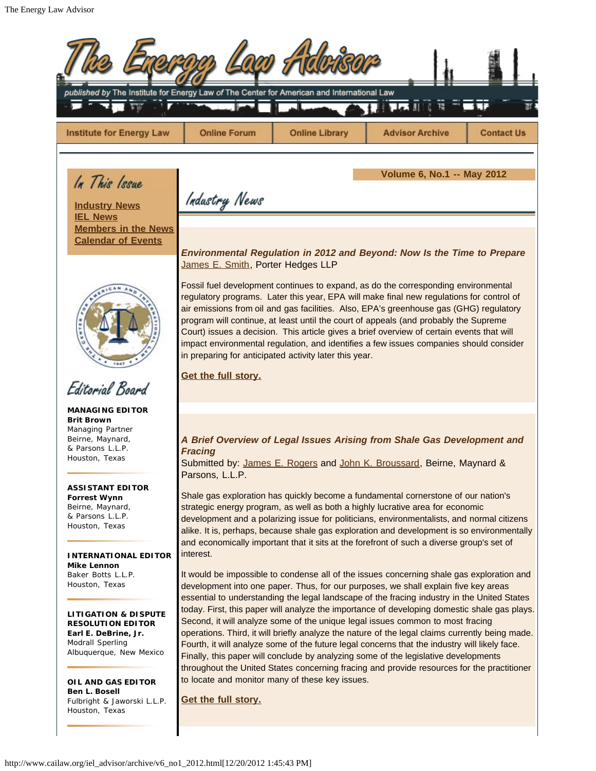# The Energy Law Advisor

*published by* The Institute for Energy Law of The Center for American and International Law

Institute for Energy Law | Online Forum | Online Library | Advisor Archive | Contact Us

## In This Issue

**Industry News**
**IEL News**
**Members in the News**
**Calendar of Events**

## Editorial Board

**MANAGING EDITOR**
**Brit Brown**
Managing Partner
Beirne, Maynard, & Parsons L.L.P.
Houston, Texas

**ASSISTANT EDITOR**
**Forrest Wynn**
Beirne, Maynard, & Parsons L.L.P.
Houston, Texas

**INTERNATIONAL EDITOR**
**Mike Lennon**
Baker Botts L.L.P.
Houston, Texas

**LITIGATION & DISPUTE RESOLUTION EDITOR**
**Earl E. DeBrine, Jr.**
Modrall Sperling
Albuquerque, New Mexico

**OIL AND GAS EDITOR**
**Ben L. Bosell**
Fulbright & Jaworski L.L.P.
Houston, Texas

**Volume 6, No.1 -- May 2012**

## Industry News

### *Environmental Regulation in 2012 and Beyond: Now Is the Time to Prepare*

James E. Smith, Porter Hedges LLP

Fossil fuel development continues to expand, as do the corresponding environmental regulatory programs. Later this year, EPA will make final new regulations for control of air emissions from oil and gas facilities. Also, EPA's greenhouse gas (GHG) regulatory program will continue, at least until the court of appeals (and probably the Supreme Court) issues a decision. This article gives a brief overview of certain events that will impact environmental regulation, and identifies a few issues companies should consider in preparing for anticipated activity later this year.

**Get the full story.**

### *A Brief Overview of Legal Issues Arising from Shale Gas Development and Fracing*

Submitted by: James E. Rogers and John K. Broussard, Beirne, Maynard & Parsons, L.L.P.

Shale gas exploration has quickly become a fundamental cornerstone of our nation's strategic energy program, as well as both a highly lucrative area for economic development and a polarizing issue for politicians, environmentalists, and normal citizens alike. It is, perhaps, because shale gas exploration and development is so environmentally and economically important that it sits at the forefront of such a diverse group's set of interest.

It would be impossible to condense all of the issues concerning shale gas exploration and development into one paper. Thus, for our purposes, we shall explain five key areas essential to understanding the legal landscape of the fracing industry in the United States today. First, this paper will analyze the importance of developing domestic shale gas plays. Second, it will analyze some of the unique legal issues common to most fracing operations. Third, it will briefly analyze the nature of the legal claims currently being made. Fourth, it will analyze some of the future legal concerns that the industry will likely face. Finally, this paper will conclude by analyzing some of the legislative developments throughout the United States concerning fracing and provide resources for the practitioner to locate and monitor many of these key issues.

**Get the full story.**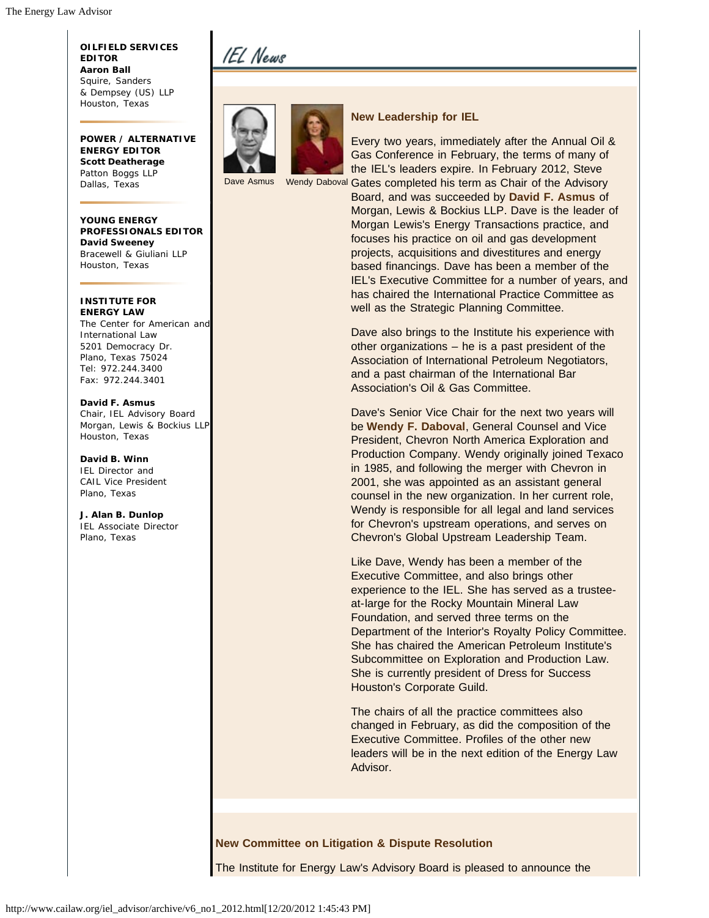**OILFIELD SERVICES EDITOR**
**Aaron Ball**
Squire, Sanders & Dempsey (US) LLP
Houston, Texas

**POWER / ALTERNATIVE ENERGY EDITOR**
**Scott Deatherage**
Patton Boggs LLP
Dallas, Texas

**YOUNG ENERGY PROFESSIONALS EDITOR**
**David Sweeney**
Bracewell & Giuliani LLP
Houston, Texas

**INSTITUTE FOR ENERGY LAW**
The Center for American and International Law
5201 Democracy Dr.
Plano, Texas 75024
Tel: 972.244.3400
Fax: 972.244.3401

**David F. Asmus**
Chair, IEL Advisory Board
Morgan, Lewis & Bockius LLP
Houston, Texas

**David B. Winn**
IEL Director and CAIL Vice President
Plano, Texas

**J. Alan B. Dunlop**
IEL Associate Director
Plano, Texas

# IEL News

Dave Asmus

Wendy Daboval

## New Leadership for IEL

Every two years, immediately after the Annual Oil & Gas Conference in February, the terms of many of the IEL's leaders expire. In February 2012, Steve Gates completed his term as Chair of the Advisory Board, and was succeeded by **David F. Asmus** of Morgan, Lewis & Bockius LLP. Dave is the leader of Morgan Lewis's Energy Transactions practice, and focuses his practice on oil and gas development projects, acquisitions and divestitures and energy based financings. Dave has been a member of the IEL's Executive Committee for a number of years, and has chaired the International Practice Committee as well as the Strategic Planning Committee.

Dave also brings to the Institute his experience with other organizations – he is a past president of the Association of International Petroleum Negotiators, and a past chairman of the International Bar Association's Oil & Gas Committee.

Dave's Senior Vice Chair for the next two years will be **Wendy F. Daboval**, General Counsel and Vice President, Chevron North America Exploration and Production Company. Wendy originally joined Texaco in 1985, and following the merger with Chevron in 2001, she was appointed as an assistant general counsel in the new organization. In her current role, Wendy is responsible for all legal and land services for Chevron's upstream operations, and serves on Chevron's Global Upstream Leadership Team.

Like Dave, Wendy has been a member of the Executive Committee, and also brings other experience to the IEL. She has served as a trustee-at-large for the Rocky Mountain Mineral Law Foundation, and served three terms on the Department of the Interior's Royalty Policy Committee. She has chaired the American Petroleum Institute's Subcommittee on Exploration and Production Law. She is currently president of Dress for Success Houston's Corporate Guild.

The chairs of all the practice committees also changed in February, as did the composition of the Executive Committee. Profiles of the other new leaders will be in the next edition of the Energy Law Advisor.

## New Committee on Litigation & Dispute Resolution

The Institute for Energy Law's Advisory Board is pleased to announce the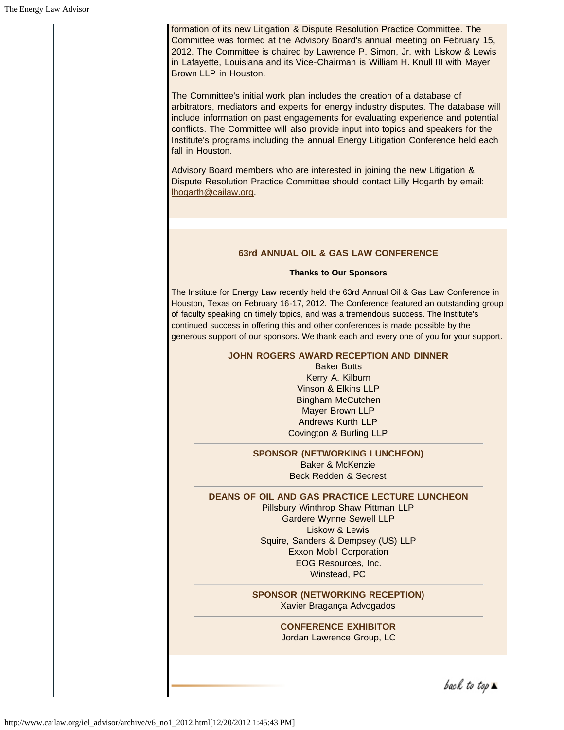formation of its new Litigation & Dispute Resolution Practice Committee. The Committee was formed at the Advisory Board's annual meeting on February 15, 2012. The Committee is chaired by Lawrence P. Simon, Jr. with Liskow & Lewis in Lafayette, Louisiana and its Vice-Chairman is William H. Knull III with Mayer Brown LLP in Houston.

The Committee's initial work plan includes the creation of a database of arbitrators, mediators and experts for energy industry disputes. The database will include information on past engagements for evaluating experience and potential conflicts. The Committee will also provide input into topics and speakers for the Institute's programs including the annual Energy Litigation Conference held each fall in Houston.

Advisory Board members who are interested in joining the new Litigation & Dispute Resolution Practice Committee should contact Lilly Hogarth by email: lhogarth@cailaw.org.

## 63rd ANNUAL OIL & GAS LAW CONFERENCE

**Thanks to Our Sponsors**

The Institute for Energy Law recently held the 63rd Annual Oil & Gas Law Conference in Houston, Texas on February 16-17, 2012. The Conference featured an outstanding group of faculty speaking on timely topics, and was a tremendous success. The Institute's continued success in offering this and other conferences is made possible by the generous support of our sponsors. We thank each and every one of you for your support.

**JOHN ROGERS AWARD RECEPTION AND DINNER**

Baker Botts
Kerry A. Kilburn
Vinson & Elkins LLP
Bingham McCutchen
Mayer Brown LLP
Andrews Kurth LLP
Covington & Burling LLP

---

**SPONSOR (NETWORKING LUNCHEON)**

Baker & McKenzie
Beck Redden & Secrest

---

**DEANS OF OIL AND GAS PRACTICE LECTURE LUNCHEON**

Pillsbury Winthrop Shaw Pittman LLP
Gardere Wynne Sewell LLP
Liskow & Lewis
Squire, Sanders & Dempsey (US) LLP
Exxon Mobil Corporation
EOG Resources, Inc.
Winstead, PC

---

**SPONSOR (NETWORKING RECEPTION)**

Xavier Bragança Advogados

---

**CONFERENCE EXHIBITOR**

Jordan Lawrence Group, LC

back to top ▲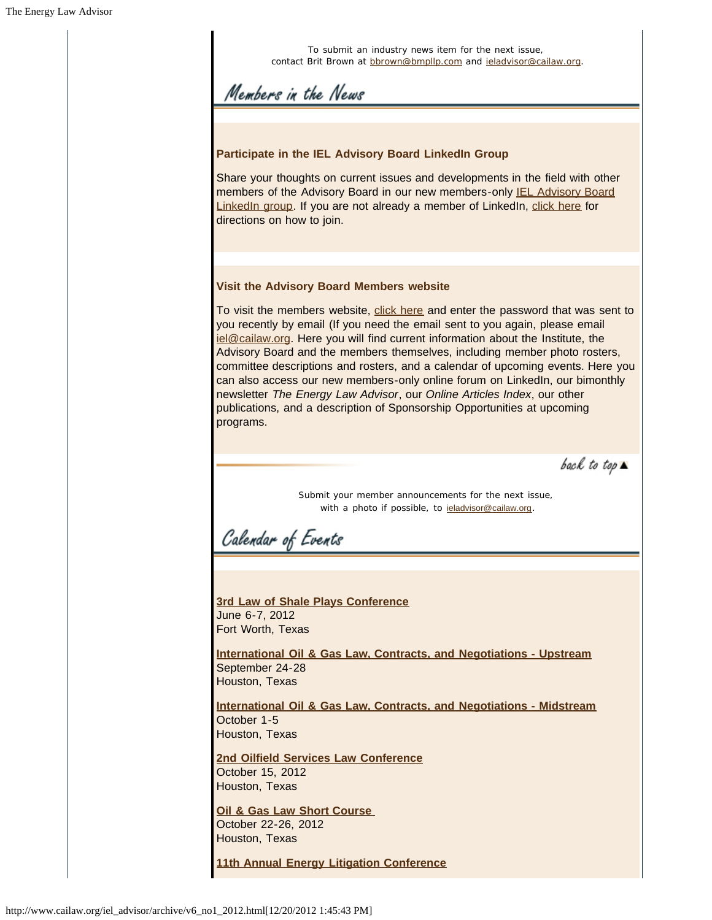To submit an industry news item for the next issue, contact Brit Brown at bbrown@bmpllp.com and ieladvisor@cailaw.org.

## Members in the News

**Participate in the IEL Advisory Board LinkedIn Group**

Share your thoughts on current issues and developments in the field with other members of the Advisory Board in our new members-only IEL Advisory Board LinkedIn group. If you are not already a member of LinkedIn, click here for directions on how to join.

**Visit the Advisory Board Members website**

To visit the members website, click here and enter the password that was sent to you recently by email (If you need the email sent to you again, please email iel@cailaw.org. Here you will find current information about the Institute, the Advisory Board and the members themselves, including member photo rosters, committee descriptions and rosters, and a calendar of upcoming events. Here you can also access our new members-only online forum on LinkedIn, our bimonthly newsletter *The Energy Law Advisor*, our *Online Articles Index*, our other publications, and a description of Sponsorship Opportunities at upcoming programs.

back to top ▲

Submit your member announcements for the next issue, with a photo if possible, to ieladvisor@cailaw.org.

## Calendar of Events

**3rd Law of Shale Plays Conference**
June 6-7, 2012
Fort Worth, Texas

**International Oil & Gas Law, Contracts, and Negotiations - Upstream**
September 24-28
Houston, Texas

**International Oil & Gas Law, Contracts, and Negotiations - Midstream**
October 1-5
Houston, Texas

**2nd Oilfield Services Law Conference**
October 15, 2012
Houston, Texas

**Oil & Gas Law Short Course**
October 22-26, 2012
Houston, Texas

**11th Annual Energy Litigation Conference**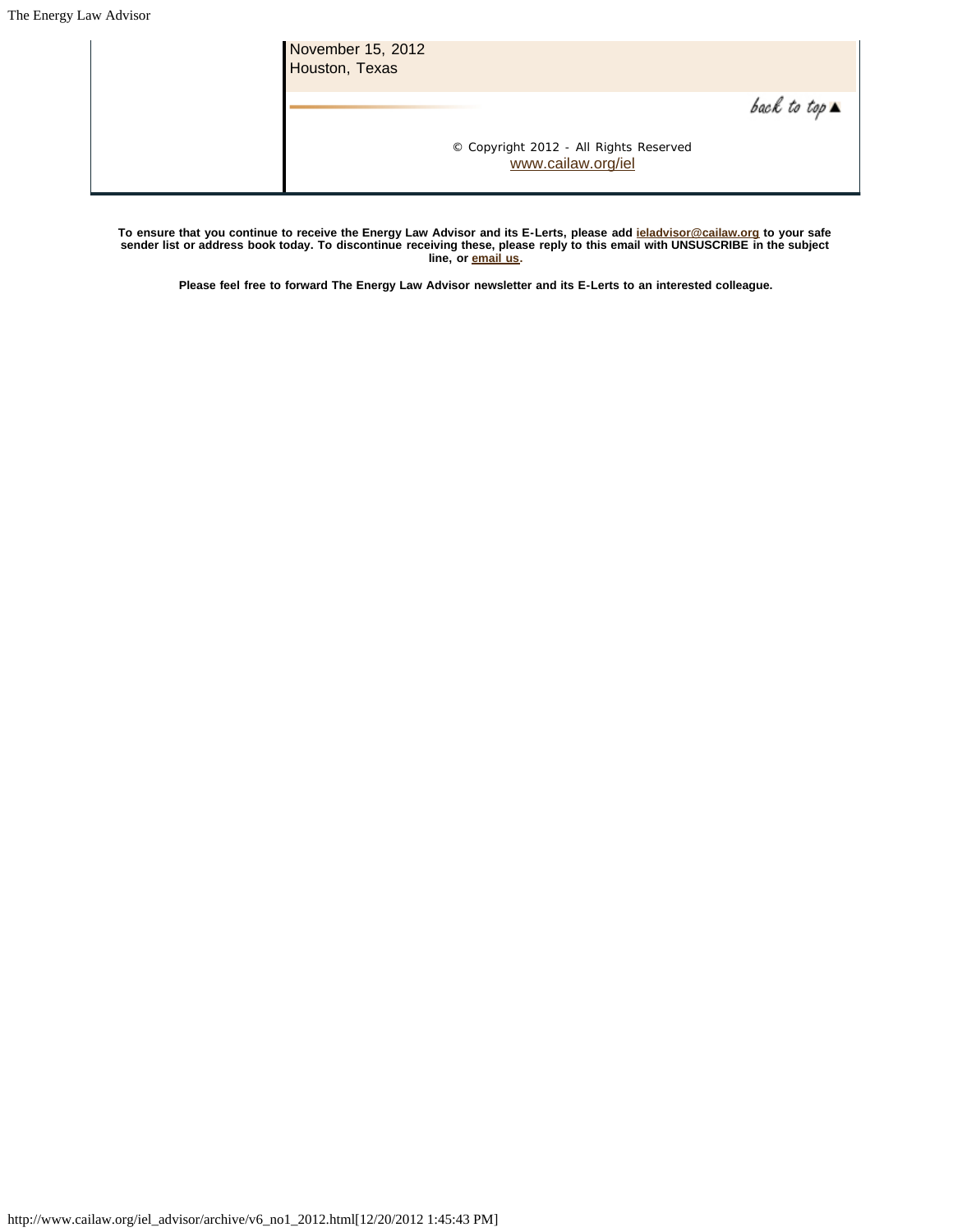November 15, 2012
Houston, Texas

back to top ▲

© Copyright 2012 - All Rights Reserved
www.cailaw.org/iel

**To ensure that you continue to receive the Energy Law Advisor and its E-Lerts, please add ieladvisor@cailaw.org to your safe sender list or address book today. To discontinue receiving these, please reply to this email with UNSUSCRIBE in the subject line, or email us.**

**Please feel free to forward The Energy Law Advisor newsletter and its E-Lerts to an interested colleague.**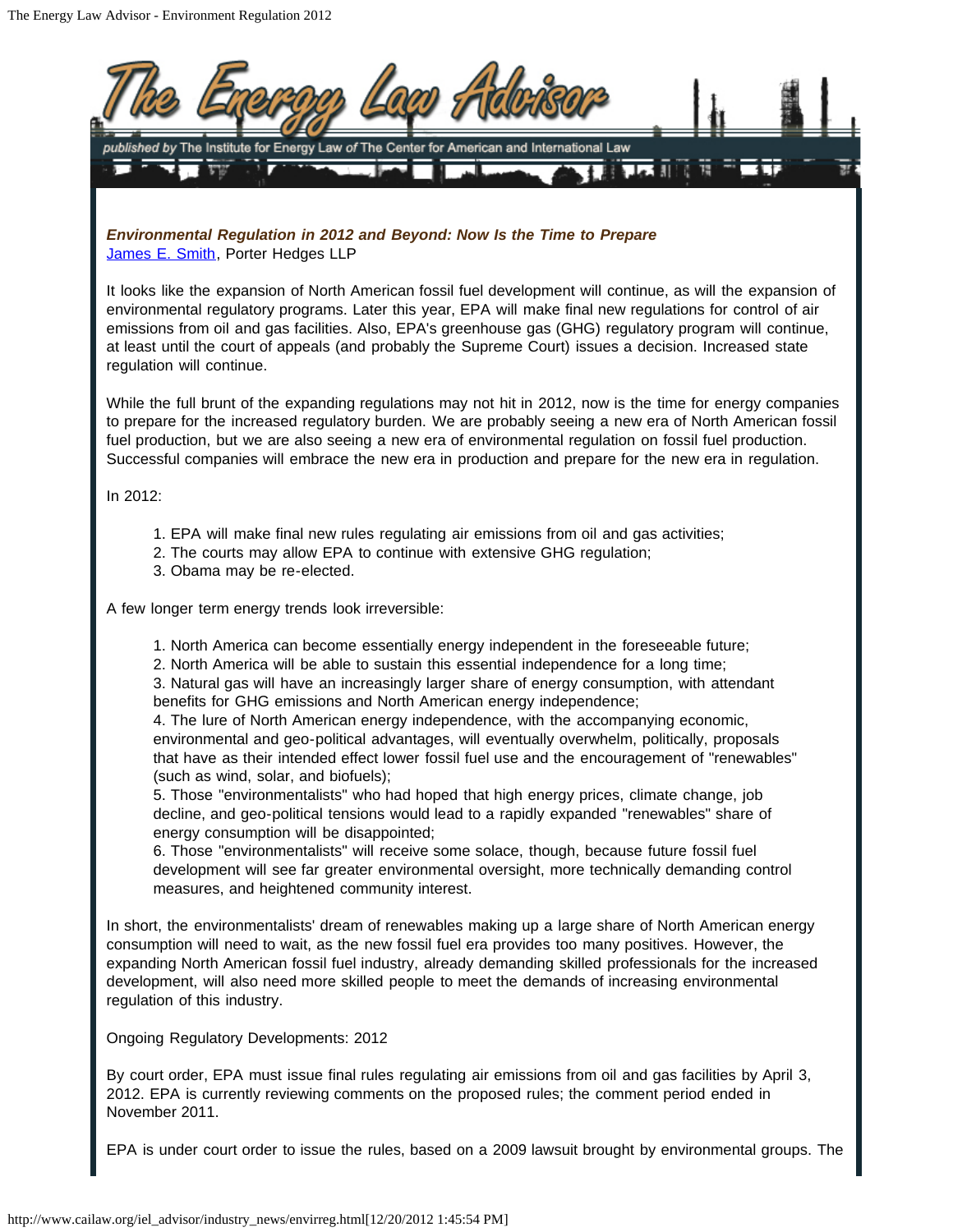***Environmental Regulation in 2012 and Beyond: Now Is the Time to Prepare***
James E. Smith, Porter Hedges LLP

It looks like the expansion of North American fossil fuel development will continue, as will the expansion of environmental regulatory programs. Later this year, EPA will make final new regulations for control of air emissions from oil and gas facilities. Also, EPA's greenhouse gas (GHG) regulatory program will continue, at least until the court of appeals (and probably the Supreme Court) issues a decision. Increased state regulation will continue.

While the full brunt of the expanding regulations may not hit in 2012, now is the time for energy companies to prepare for the increased regulatory burden. We are probably seeing a new era of North American fossil fuel production, but we are also seeing a new era of environmental regulation on fossil fuel production. Successful companies will embrace the new era in production and prepare for the new era in regulation.

In 2012:

1. EPA will make final new rules regulating air emissions from oil and gas activities;
2. The courts may allow EPA to continue with extensive GHG regulation;
3. Obama may be re-elected.

A few longer term energy trends look irreversible:

1. North America can become essentially energy independent in the foreseeable future;
2. North America will be able to sustain this essential independence for a long time;
3. Natural gas will have an increasingly larger share of energy consumption, with attendant benefits for GHG emissions and North American energy independence;
4. The lure of North American energy independence, with the accompanying economic, environmental and geo-political advantages, will eventually overwhelm, politically, proposals that have as their intended effect lower fossil fuel use and the encouragement of "renewables" (such as wind, solar, and biofuels);
5. Those "environmentalists" who had hoped that high energy prices, climate change, job decline, and geo-political tensions would lead to a rapidly expanded "renewables" share of energy consumption will be disappointed;
6. Those "environmentalists" will receive some solace, though, because future fossil fuel development will see far greater environmental oversight, more technically demanding control measures, and heightened community interest.

In short, the environmentalists' dream of renewables making up a large share of North American energy consumption will need to wait, as the new fossil fuel era provides too many positives. However, the expanding North American fossil fuel industry, already demanding skilled professionals for the increased development, will also need more skilled people to meet the demands of increasing environmental regulation of this industry.

Ongoing Regulatory Developments: 2012

By court order, EPA must issue final rules regulating air emissions from oil and gas facilities by April 3, 2012. EPA is currently reviewing comments on the proposed rules; the comment period ended in November 2011.

EPA is under court order to issue the rules, based on a 2009 lawsuit brought by environmental groups. The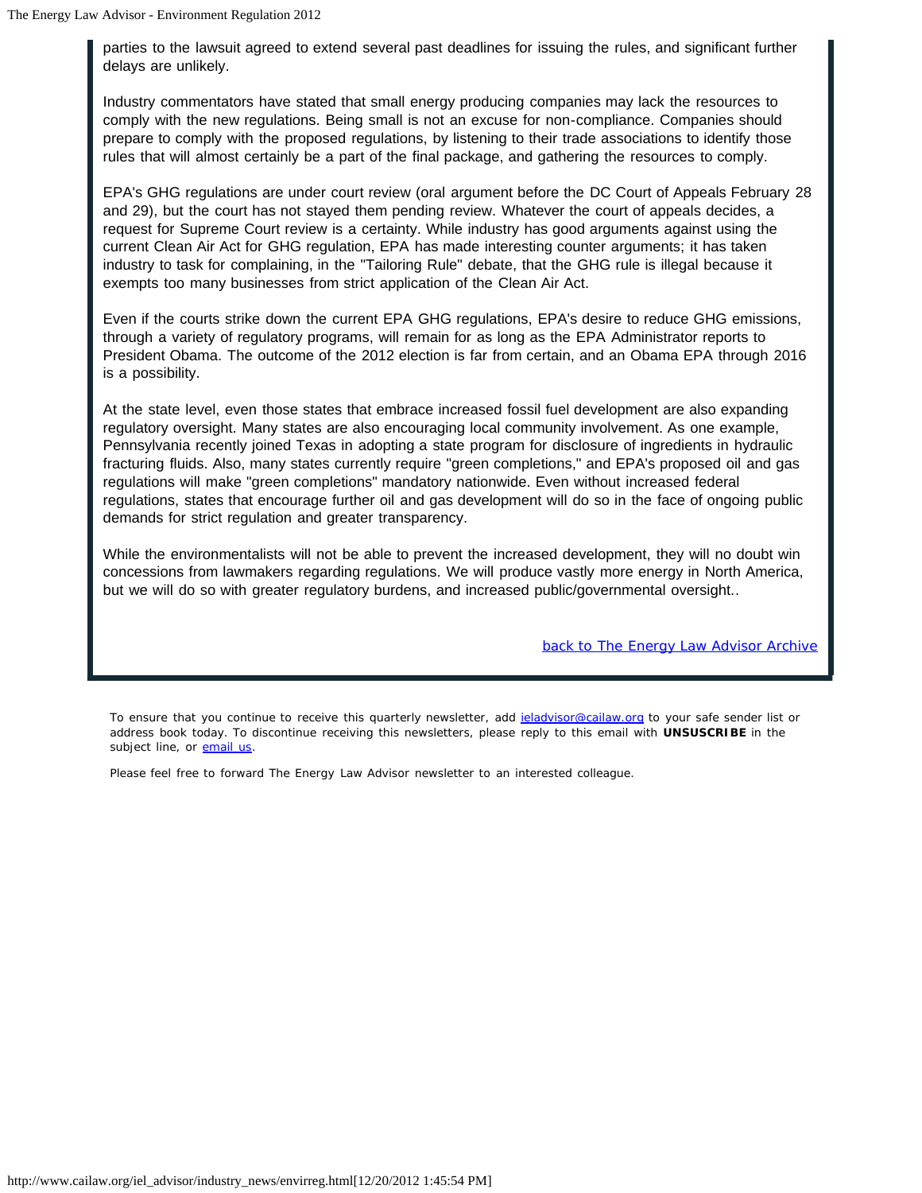parties to the lawsuit agreed to extend several past deadlines for issuing the rules, and significant further delays are unlikely.

Industry commentators have stated that small energy producing companies may lack the resources to comply with the new regulations. Being small is not an excuse for non-compliance. Companies should prepare to comply with the proposed regulations, by listening to their trade associations to identify those rules that will almost certainly be a part of the final package, and gathering the resources to comply.

EPA's GHG regulations are under court review (oral argument before the DC Court of Appeals February 28 and 29), but the court has not stayed them pending review. Whatever the court of appeals decides, a request for Supreme Court review is a certainty. While industry has good arguments against using the current Clean Air Act for GHG regulation, EPA has made interesting counter arguments; it has taken industry to task for complaining, in the "Tailoring Rule" debate, that the GHG rule is illegal because it exempts too many businesses from strict application of the Clean Air Act.

Even if the courts strike down the current EPA GHG regulations, EPA's desire to reduce GHG emissions, through a variety of regulatory programs, will remain for as long as the EPA Administrator reports to President Obama. The outcome of the 2012 election is far from certain, and an Obama EPA through 2016 is a possibility.

At the state level, even those states that embrace increased fossil fuel development are also expanding regulatory oversight. Many states are also encouraging local community involvement. As one example, Pennsylvania recently joined Texas in adopting a state program for disclosure of ingredients in hydraulic fracturing fluids. Also, many states currently require "green completions," and EPA's proposed oil and gas regulations will make "green completions" mandatory nationwide. Even without increased federal regulations, states that encourage further oil and gas development will do so in the face of ongoing public demands for strict regulation and greater transparency.

While the environmentalists will not be able to prevent the increased development, they will no doubt win concessions from lawmakers regarding regulations. We will produce vastly more energy in North America, but we will do so with greater regulatory burdens, and increased public/governmental oversight..

back to The Energy Law Advisor Archive

To ensure that you continue to receive this quarterly newsletter, add ieladvisor@cailaw.org to your safe sender list or address book today. To discontinue receiving this newsletters, please reply to this email with **UNSUSCRIBE** in the subject line, or email us.

Please feel free to forward The Energy Law Advisor newsletter to an interested colleague.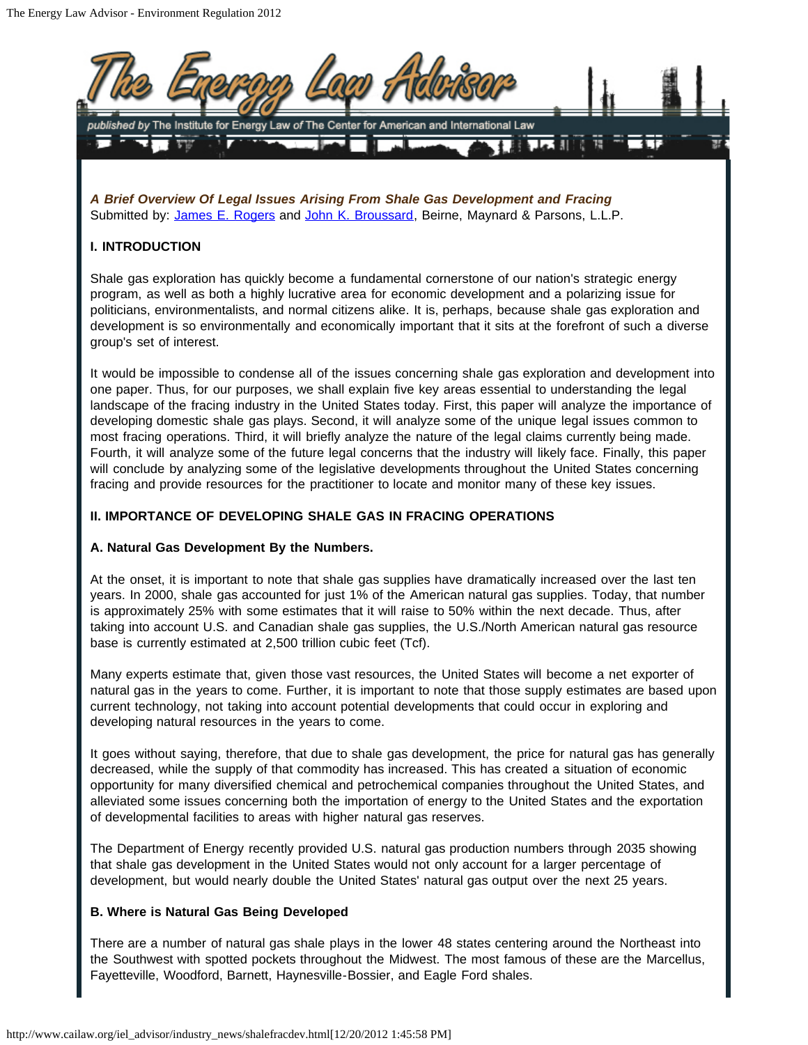*A Brief Overview Of Legal Issues Arising From Shale Gas Development and Fracing*
Submitted by: [James E. Rogers] and [John K. Broussard], Beirne, Maynard & Parsons, L.L.P.

**I. INTRODUCTION**

Shale gas exploration has quickly become a fundamental cornerstone of our nation's strategic energy program, as well as both a highly lucrative area for economic development and a polarizing issue for politicians, environmentalists, and normal citizens alike. It is, perhaps, because shale gas exploration and development is so environmentally and economically important that it sits at the forefront of such a diverse group's set of interest.

It would be impossible to condense all of the issues concerning shale gas exploration and development into one paper. Thus, for our purposes, we shall explain five key areas essential to understanding the legal landscape of the fracing industry in the United States today. First, this paper will analyze the importance of developing domestic shale gas plays. Second, it will analyze some of the unique legal issues common to most fracing operations. Third, it will briefly analyze the nature of the legal claims currently being made. Fourth, it will analyze some of the future legal concerns that the industry will likely face. Finally, this paper will conclude by analyzing some of the legislative developments throughout the United States concerning fracing and provide resources for the practitioner to locate and monitor many of these key issues.

**II. IMPORTANCE OF DEVELOPING SHALE GAS IN FRACING OPERATIONS**

**A. Natural Gas Development By the Numbers.**

At the onset, it is important to note that shale gas supplies have dramatically increased over the last ten years. In 2000, shale gas accounted for just 1% of the American natural gas supplies. Today, that number is approximately 25% with some estimates that it will raise to 50% within the next decade. Thus, after taking into account U.S. and Canadian shale gas supplies, the U.S./North American natural gas resource base is currently estimated at 2,500 trillion cubic feet (Tcf).

Many experts estimate that, given those vast resources, the United States will become a net exporter of natural gas in the years to come. Further, it is important to note that those supply estimates are based upon current technology, not taking into account potential developments that could occur in exploring and developing natural resources in the years to come.

It goes without saying, therefore, that due to shale gas development, the price for natural gas has generally decreased, while the supply of that commodity has increased. This has created a situation of economic opportunity for many diversified chemical and petrochemical companies throughout the United States, and alleviated some issues concerning both the importation of energy to the United States and the exportation of developmental facilities to areas with higher natural gas reserves.

The Department of Energy recently provided U.S. natural gas production numbers through 2035 showing that shale gas development in the United States would not only account for a larger percentage of development, but would nearly double the United States' natural gas output over the next 25 years.

**B. Where is Natural Gas Being Developed**

There are a number of natural gas shale plays in the lower 48 states centering around the Northeast into the Southwest with spotted pockets throughout the Midwest. The most famous of these are the Marcellus, Fayetteville, Woodford, Barnett, Haynesville-Bossier, and Eagle Ford shales.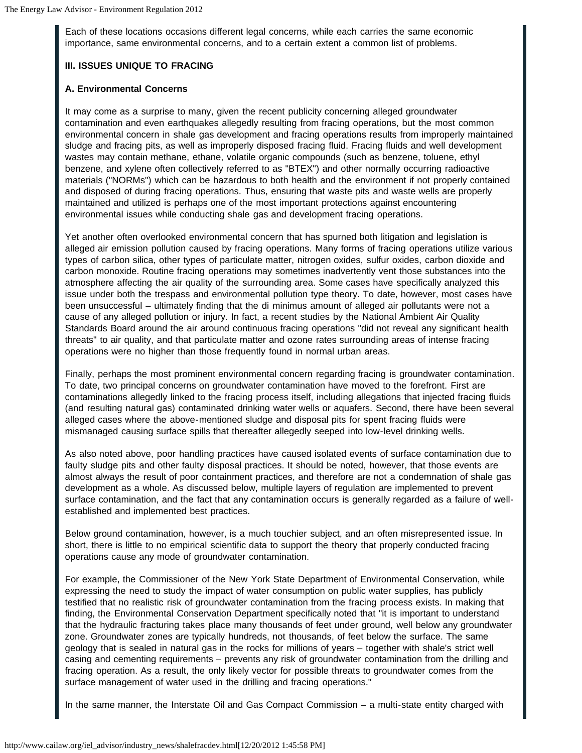Each of these locations occasions different legal concerns, while each carries the same economic importance, same environmental concerns, and to a certain extent a common list of problems.

**III. ISSUES UNIQUE TO FRACING**

**A. Environmental Concerns**

It may come as a surprise to many, given the recent publicity concerning alleged groundwater contamination and even earthquakes allegedly resulting from fracing operations, but the most common environmental concern in shale gas development and fracing operations results from improperly maintained sludge and fracing pits, as well as improperly disposed fracing fluid. Fracing fluids and well development wastes may contain methane, ethane, volatile organic compounds (such as benzene, toluene, ethyl benzene, and xylene often collectively referred to as "BTEX") and other normally occurring radioactive materials ("NORMs") which can be hazardous to both health and the environment if not properly contained and disposed of during fracing operations. Thus, ensuring that waste pits and waste wells are properly maintained and utilized is perhaps one of the most important protections against encountering environmental issues while conducting shale gas and development fracing operations.

Yet another often overlooked environmental concern that has spurned both litigation and legislation is alleged air emission pollution caused by fracing operations. Many forms of fracing operations utilize various types of carbon silica, other types of particulate matter, nitrogen oxides, sulfur oxides, carbon dioxide and carbon monoxide. Routine fracing operations may sometimes inadvertently vent those substances into the atmosphere affecting the air quality of the surrounding area. Some cases have specifically analyzed this issue under both the trespass and environmental pollution type theory. To date, however, most cases have been unsuccessful – ultimately finding that the di minimus amount of alleged air pollutants were not a cause of any alleged pollution or injury. In fact, a recent studies by the National Ambient Air Quality Standards Board around the air around continuous fracing operations "did not reveal any significant health threats" to air quality, and that particulate matter and ozone rates surrounding areas of intense fracing operations were no higher than those frequently found in normal urban areas.

Finally, perhaps the most prominent environmental concern regarding fracing is groundwater contamination. To date, two principal concerns on groundwater contamination have moved to the forefront. First are contaminations allegedly linked to the fracing process itself, including allegations that injected fracing fluids (and resulting natural gas) contaminated drinking water wells or aquafers. Second, there have been several alleged cases where the above-mentioned sludge and disposal pits for spent fracing fluids were mismanaged causing surface spills that thereafter allegedly seeped into low-level drinking wells.

As also noted above, poor handling practices have caused isolated events of surface contamination due to faulty sludge pits and other faulty disposal practices. It should be noted, however, that those events are almost always the result of poor containment practices, and therefore are not a condemnation of shale gas development as a whole. As discussed below, multiple layers of regulation are implemented to prevent surface contamination, and the fact that any contamination occurs is generally regarded as a failure of well-established and implemented best practices.

Below ground contamination, however, is a much touchier subject, and an often misrepresented issue. In short, there is little to no empirical scientific data to support the theory that properly conducted fracing operations cause any mode of groundwater contamination.

For example, the Commissioner of the New York State Department of Environmental Conservation, while expressing the need to study the impact of water consumption on public water supplies, has publicly testified that no realistic risk of groundwater contamination from the fracing process exists. In making that finding, the Environmental Conservation Department specifically noted that "it is important to understand that the hydraulic fracturing takes place many thousands of feet under ground, well below any groundwater zone. Groundwater zones are typically hundreds, not thousands, of feet below the surface. The same geology that is sealed in natural gas in the rocks for millions of years – together with shale's strict well casing and cementing requirements – prevents any risk of groundwater contamination from the drilling and fracing operation. As a result, the only likely vector for possible threats to groundwater comes from the surface management of water used in the drilling and fracing operations."

In the same manner, the Interstate Oil and Gas Compact Commission – a multi-state entity charged with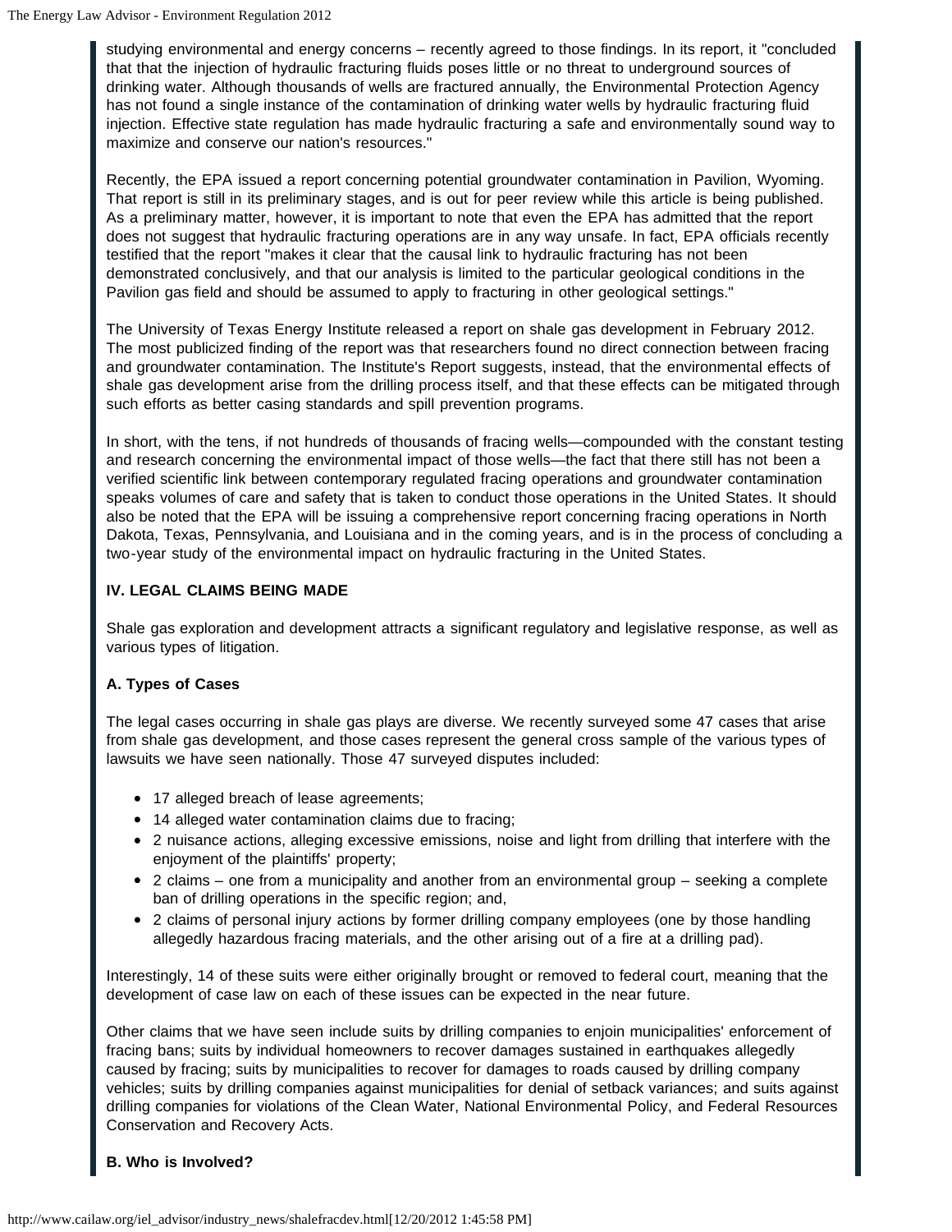studying environmental and energy concerns – recently agreed to those findings. In its report, it "concluded that that the injection of hydraulic fracturing fluids poses little or no threat to underground sources of drinking water. Although thousands of wells are fractured annually, the Environmental Protection Agency has not found a single instance of the contamination of drinking water wells by hydraulic fracturing fluid injection. Effective state regulation has made hydraulic fracturing a safe and environmentally sound way to maximize and conserve our nation's resources."

Recently, the EPA issued a report concerning potential groundwater contamination in Pavilion, Wyoming. That report is still in its preliminary stages, and is out for peer review while this article is being published. As a preliminary matter, however, it is important to note that even the EPA has admitted that the report does not suggest that hydraulic fracturing operations are in any way unsafe. In fact, EPA officials recently testified that the report "makes it clear that the causal link to hydraulic fracturing has not been demonstrated conclusively, and that our analysis is limited to the particular geological conditions in the Pavilion gas field and should be assumed to apply to fracturing in other geological settings."

The University of Texas Energy Institute released a report on shale gas development in February 2012. The most publicized finding of the report was that researchers found no direct connection between fracing and groundwater contamination. The Institute's Report suggests, instead, that the environmental effects of shale gas development arise from the drilling process itself, and that these effects can be mitigated through such efforts as better casing standards and spill prevention programs.

In short, with the tens, if not hundreds of thousands of fracing wells—compounded with the constant testing and research concerning the environmental impact of those wells—the fact that there still has not been a verified scientific link between contemporary regulated fracing operations and groundwater contamination speaks volumes of care and safety that is taken to conduct those operations in the United States. It should also be noted that the EPA will be issuing a comprehensive report concerning fracing operations in North Dakota, Texas, Pennsylvania, and Louisiana and in the coming years, and is in the process of concluding a two-year study of the environmental impact on hydraulic fracturing in the United States.

**IV. LEGAL CLAIMS BEING MADE**

Shale gas exploration and development attracts a significant regulatory and legislative response, as well as various types of litigation.

**A. Types of Cases**

The legal cases occurring in shale gas plays are diverse. We recently surveyed some 47 cases that arise from shale gas development, and those cases represent the general cross sample of the various types of lawsuits we have seen nationally. Those 47 surveyed disputes included:

- 17 alleged breach of lease agreements;
- 14 alleged water contamination claims due to fracing;
- 2 nuisance actions, alleging excessive emissions, noise and light from drilling that interfere with the enjoyment of the plaintiffs' property;
- 2 claims – one from a municipality and another from an environmental group – seeking a complete ban of drilling operations in the specific region; and,
- 2 claims of personal injury actions by former drilling company employees (one by those handling allegedly hazardous fracing materials, and the other arising out of a fire at a drilling pad).

Interestingly, 14 of these suits were either originally brought or removed to federal court, meaning that the development of case law on each of these issues can be expected in the near future.

Other claims that we have seen include suits by drilling companies to enjoin municipalities' enforcement of fracing bans; suits by individual homeowners to recover damages sustained in earthquakes allegedly caused by fracing; suits by municipalities to recover for damages to roads caused by drilling company vehicles; suits by drilling companies against municipalities for denial of setback variances; and suits against drilling companies for violations of the Clean Water, National Environmental Policy, and Federal Resources Conservation and Recovery Acts.

**B. Who is Involved?**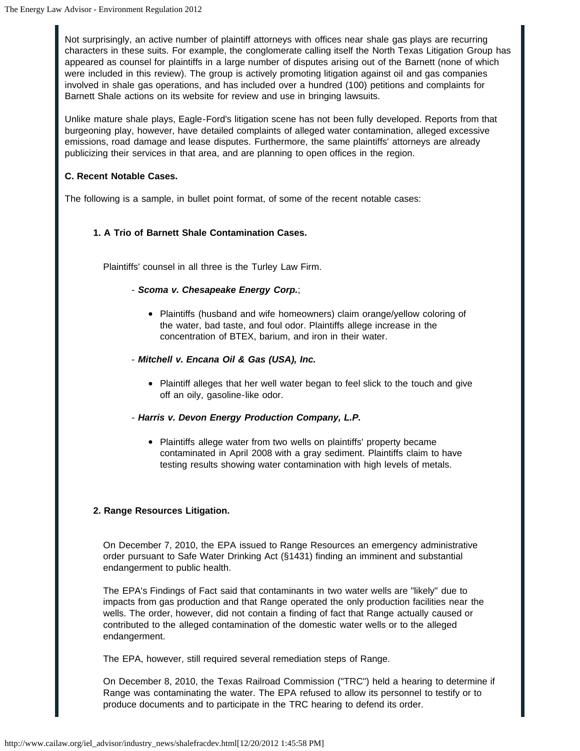Not surprisingly, an active number of plaintiff attorneys with offices near shale gas plays are recurring characters in these suits. For example, the conglomerate calling itself the North Texas Litigation Group has appeared as counsel for plaintiffs in a large number of disputes arising out of the Barnett (none of which were included in this review). The group is actively promoting litigation against oil and gas companies involved in shale gas operations, and has included over a hundred (100) petitions and complaints for Barnett Shale actions on its website for review and use in bringing lawsuits.

Unlike mature shale plays, Eagle-Ford's litigation scene has not been fully developed. Reports from that burgeoning play, however, have detailed complaints of alleged water contamination, alleged excessive emissions, road damage and lease disputes. Furthermore, the same plaintiffs' attorneys are already publicizing their services in that area, and are planning to open offices in the region.

**C. Recent Notable Cases.**

The following is a sample, in bullet point format, of some of the recent notable cases:

**1. A Trio of Barnett Shale Contamination Cases.**

Plaintiffs' counsel in all three is the Turley Law Firm.

- ***Scoma v. Chesapeake Energy Corp.***;

  - Plaintiffs (husband and wife homeowners) claim orange/yellow coloring of the water, bad taste, and foul odor. Plaintiffs allege increase in the concentration of BTEX, barium, and iron in their water.

- ***Mitchell v. Encana Oil & Gas (USA), Inc.***

  - Plaintiff alleges that her well water began to feel slick to the touch and give off an oily, gasoline-like odor.

- ***Harris v. Devon Energy Production Company, L.P.***

  - Plaintiffs allege water from two wells on plaintiffs' property became contaminated in April 2008 with a gray sediment. Plaintiffs claim to have testing results showing water contamination with high levels of metals.

**2. Range Resources Litigation.**

On December 7, 2010, the EPA issued to Range Resources an emergency administrative order pursuant to Safe Water Drinking Act (§1431) finding an imminent and substantial endangerment to public health.

The EPA's Findings of Fact said that contaminants in two water wells are "likely" due to impacts from gas production and that Range operated the only production facilities near the wells. The order, however, did not contain a finding of fact that Range actually caused or contributed to the alleged contamination of the domestic water wells or to the alleged endangerment.

The EPA, however, still required several remediation steps of Range.

On December 8, 2010, the Texas Railroad Commission ("TRC") held a hearing to determine if Range was contaminating the water. The EPA refused to allow its personnel to testify or to produce documents and to participate in the TRC hearing to defend its order.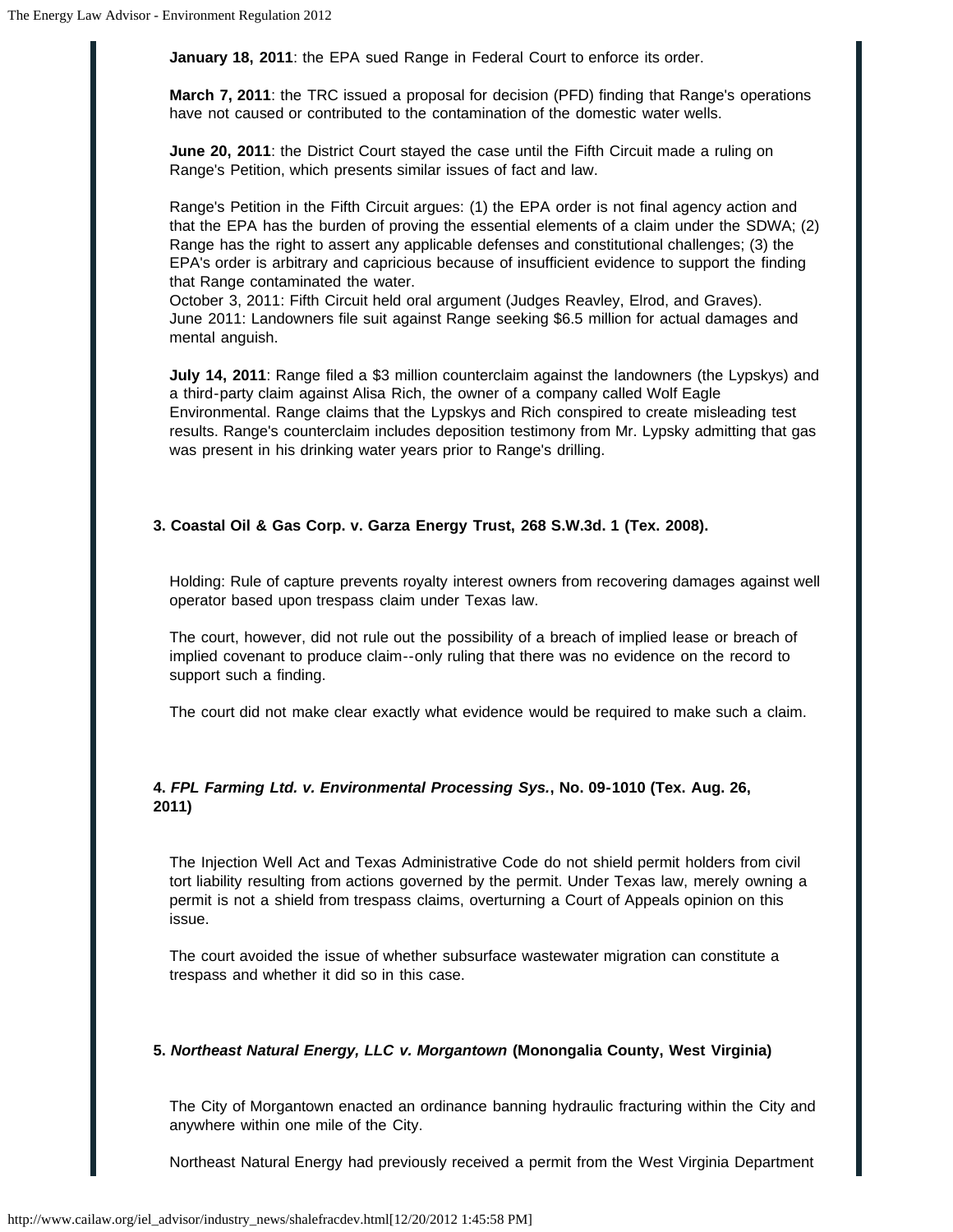**January 18, 2011**: the EPA sued Range in Federal Court to enforce its order.

**March 7, 2011**: the TRC issued a proposal for decision (PFD) finding that Range's operations have not caused or contributed to the contamination of the domestic water wells.

**June 20, 2011**: the District Court stayed the case until the Fifth Circuit made a ruling on Range's Petition, which presents similar issues of fact and law.

Range's Petition in the Fifth Circuit argues: (1) the EPA order is not final agency action and that the EPA has the burden of proving the essential elements of a claim under the SDWA; (2) Range has the right to assert any applicable defenses and constitutional challenges; (3) the EPA's order is arbitrary and capricious because of insufficient evidence to support the finding that Range contaminated the water.
October 3, 2011: Fifth Circuit held oral argument (Judges Reavley, Elrod, and Graves).
June 2011: Landowners file suit against Range seeking $6.5 million for actual damages and mental anguish.

**July 14, 2011**: Range filed a $3 million counterclaim against the landowners (the Lypskys) and a third-party claim against Alisa Rich, the owner of a company called Wolf Eagle Environmental. Range claims that the Lypskys and Rich conspired to create misleading test results. Range's counterclaim includes deposition testimony from Mr. Lypsky admitting that gas was present in his drinking water years prior to Range's drilling.

**3. Coastal Oil & Gas Corp. v. Garza Energy Trust, 268 S.W.3d. 1 (Tex. 2008).**

Holding: Rule of capture prevents royalty interest owners from recovering damages against well operator based upon trespass claim under Texas law.

The court, however, did not rule out the possibility of a breach of implied lease or breach of implied covenant to produce claim--only ruling that there was no evidence on the record to support such a finding.

The court did not make clear exactly what evidence would be required to make such a claim.

**4. *FPL Farming Ltd. v. Environmental Processing Sys.*, No. 09-1010 (Tex. Aug. 26, 2011)**

The Injection Well Act and Texas Administrative Code do not shield permit holders from civil tort liability resulting from actions governed by the permit. Under Texas law, merely owning a permit is not a shield from trespass claims, overturning a Court of Appeals opinion on this issue.

The court avoided the issue of whether subsurface wastewater migration can constitute a trespass and whether it did so in this case.

**5. *Northeast Natural Energy, LLC v. Morgantown* (Monongalia County, West Virginia)**

The City of Morgantown enacted an ordinance banning hydraulic fracturing within the City and anywhere within one mile of the City.

Northeast Natural Energy had previously received a permit from the West Virginia Department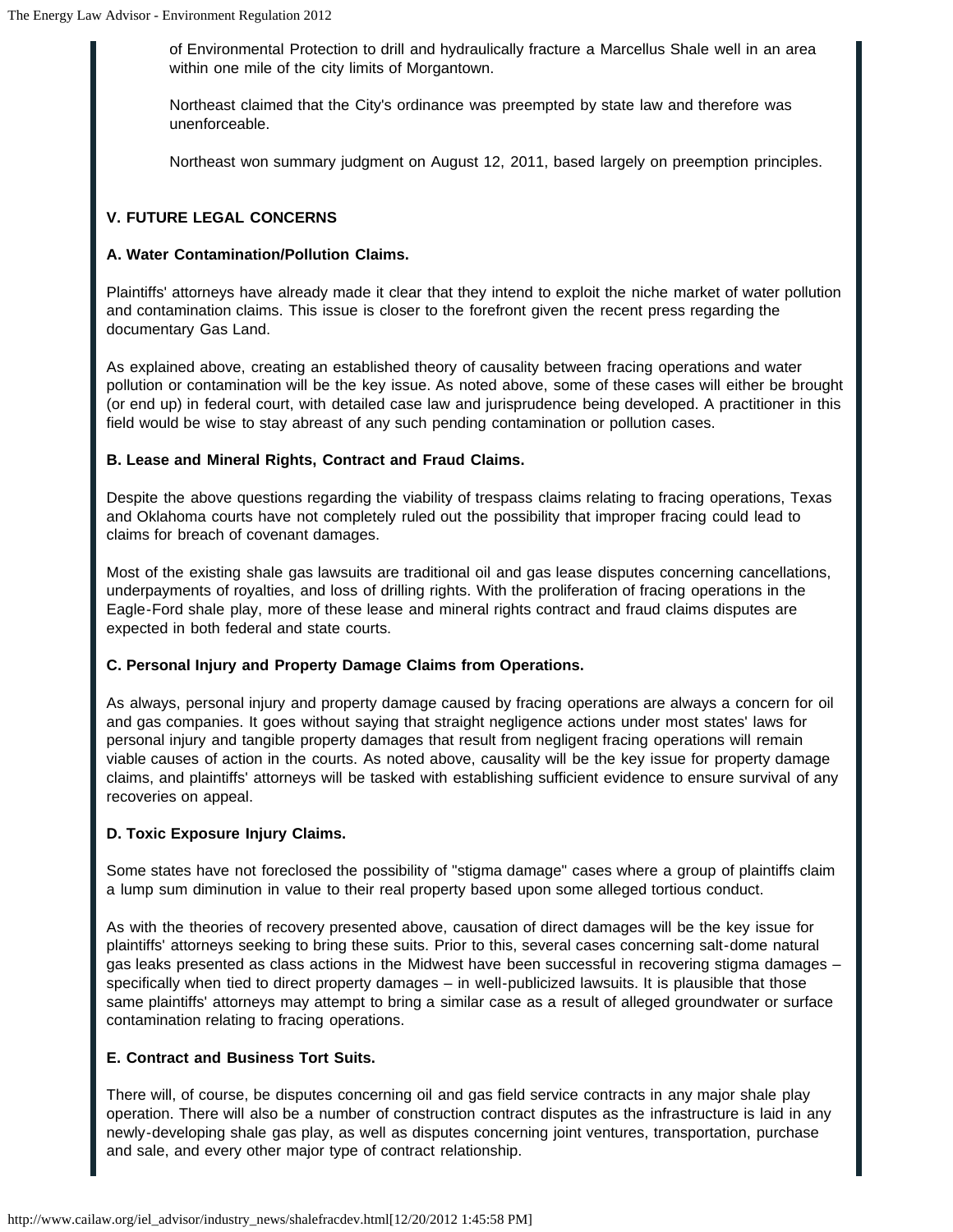of Environmental Protection to drill and hydraulically fracture a Marcellus Shale well in an area within one mile of the city limits of Morgantown.

Northeast claimed that the City's ordinance was preempted by state law and therefore was unenforceable.

Northeast won summary judgment on August 12, 2011, based largely on preemption principles.

### V. FUTURE LEGAL CONCERNS

#### A. Water Contamination/Pollution Claims.

Plaintiffs' attorneys have already made it clear that they intend to exploit the niche market of water pollution and contamination claims. This issue is closer to the forefront given the recent press regarding the documentary Gas Land.

As explained above, creating an established theory of causality between fracing operations and water pollution or contamination will be the key issue. As noted above, some of these cases will either be brought (or end up) in federal court, with detailed case law and jurisprudence being developed. A practitioner in this field would be wise to stay abreast of any such pending contamination or pollution cases.

#### B. Lease and Mineral Rights, Contract and Fraud Claims.

Despite the above questions regarding the viability of trespass claims relating to fracing operations, Texas and Oklahoma courts have not completely ruled out the possibility that improper fracing could lead to claims for breach of covenant damages.

Most of the existing shale gas lawsuits are traditional oil and gas lease disputes concerning cancellations, underpayments of royalties, and loss of drilling rights. With the proliferation of fracing operations in the Eagle-Ford shale play, more of these lease and mineral rights contract and fraud claims disputes are expected in both federal and state courts.

#### C. Personal Injury and Property Damage Claims from Operations.

As always, personal injury and property damage caused by fracing operations are always a concern for oil and gas companies. It goes without saying that straight negligence actions under most states' laws for personal injury and tangible property damages that result from negligent fracing operations will remain viable causes of action in the courts. As noted above, causality will be the key issue for property damage claims, and plaintiffs' attorneys will be tasked with establishing sufficient evidence to ensure survival of any recoveries on appeal.

#### D. Toxic Exposure Injury Claims.

Some states have not foreclosed the possibility of "stigma damage" cases where a group of plaintiffs claim a lump sum diminution in value to their real property based upon some alleged tortious conduct.

As with the theories of recovery presented above, causation of direct damages will be the key issue for plaintiffs' attorneys seeking to bring these suits. Prior to this, several cases concerning salt-dome natural gas leaks presented as class actions in the Midwest have been successful in recovering stigma damages – specifically when tied to direct property damages – in well-publicized lawsuits. It is plausible that those same plaintiffs' attorneys may attempt to bring a similar case as a result of alleged groundwater or surface contamination relating to fracing operations.

#### E. Contract and Business Tort Suits.

There will, of course, be disputes concerning oil and gas field service contracts in any major shale play operation. There will also be a number of construction contract disputes as the infrastructure is laid in any newly-developing shale gas play, as well as disputes concerning joint ventures, transportation, purchase and sale, and every other major type of contract relationship.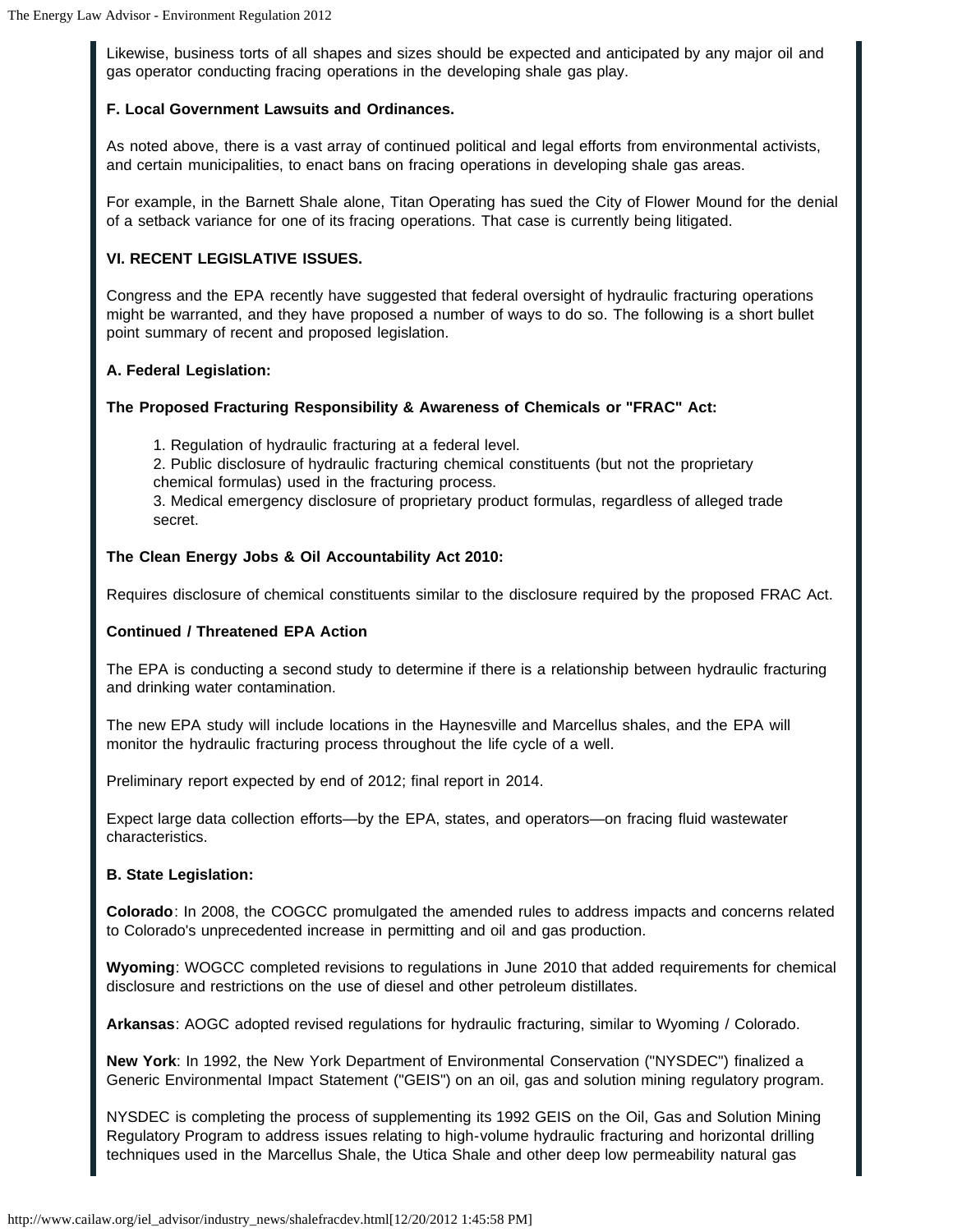Likewise, business torts of all shapes and sizes should be expected and anticipated by any major oil and gas operator conducting fracing operations in the developing shale gas play.

**F. Local Government Lawsuits and Ordinances.**

As noted above, there is a vast array of continued political and legal efforts from environmental activists, and certain municipalities, to enact bans on fracing operations in developing shale gas areas.

For example, in the Barnett Shale alone, Titan Operating has sued the City of Flower Mound for the denial of a setback variance for one of its fracing operations. That case is currently being litigated.

**VI. RECENT LEGISLATIVE ISSUES.**

Congress and the EPA recently have suggested that federal oversight of hydraulic fracturing operations might be warranted, and they have proposed a number of ways to do so. The following is a short bullet point summary of recent and proposed legislation.

**A. Federal Legislation:**

**The Proposed Fracturing Responsibility & Awareness of Chemicals or "FRAC" Act:**

1. Regulation of hydraulic fracturing at a federal level.
2. Public disclosure of hydraulic fracturing chemical constituents (but not the proprietary chemical formulas) used in the fracturing process.
3. Medical emergency disclosure of proprietary product formulas, regardless of alleged trade secret.

**The Clean Energy Jobs & Oil Accountability Act 2010:**

Requires disclosure of chemical constituents similar to the disclosure required by the proposed FRAC Act.

**Continued / Threatened EPA Action**

The EPA is conducting a second study to determine if there is a relationship between hydraulic fracturing and drinking water contamination.

The new EPA study will include locations in the Haynesville and Marcellus shales, and the EPA will monitor the hydraulic fracturing process throughout the life cycle of a well.

Preliminary report expected by end of 2012; final report in 2014.

Expect large data collection efforts—by the EPA, states, and operators—on fracing fluid wastewater characteristics.

**B. State Legislation:**

**Colorado**: In 2008, the COGCC promulgated the amended rules to address impacts and concerns related to Colorado's unprecedented increase in permitting and oil and gas production.

**Wyoming**: WOGCC completed revisions to regulations in June 2010 that added requirements for chemical disclosure and restrictions on the use of diesel and other petroleum distillates.

**Arkansas**: AOGC adopted revised regulations for hydraulic fracturing, similar to Wyoming / Colorado.

**New York**: In 1992, the New York Department of Environmental Conservation ("NYSDEC") finalized a Generic Environmental Impact Statement ("GEIS") on an oil, gas and solution mining regulatory program.

NYSDEC is completing the process of supplementing its 1992 GEIS on the Oil, Gas and Solution Mining Regulatory Program to address issues relating to high-volume hydraulic fracturing and horizontal drilling techniques used in the Marcellus Shale, the Utica Shale and other deep low permeability natural gas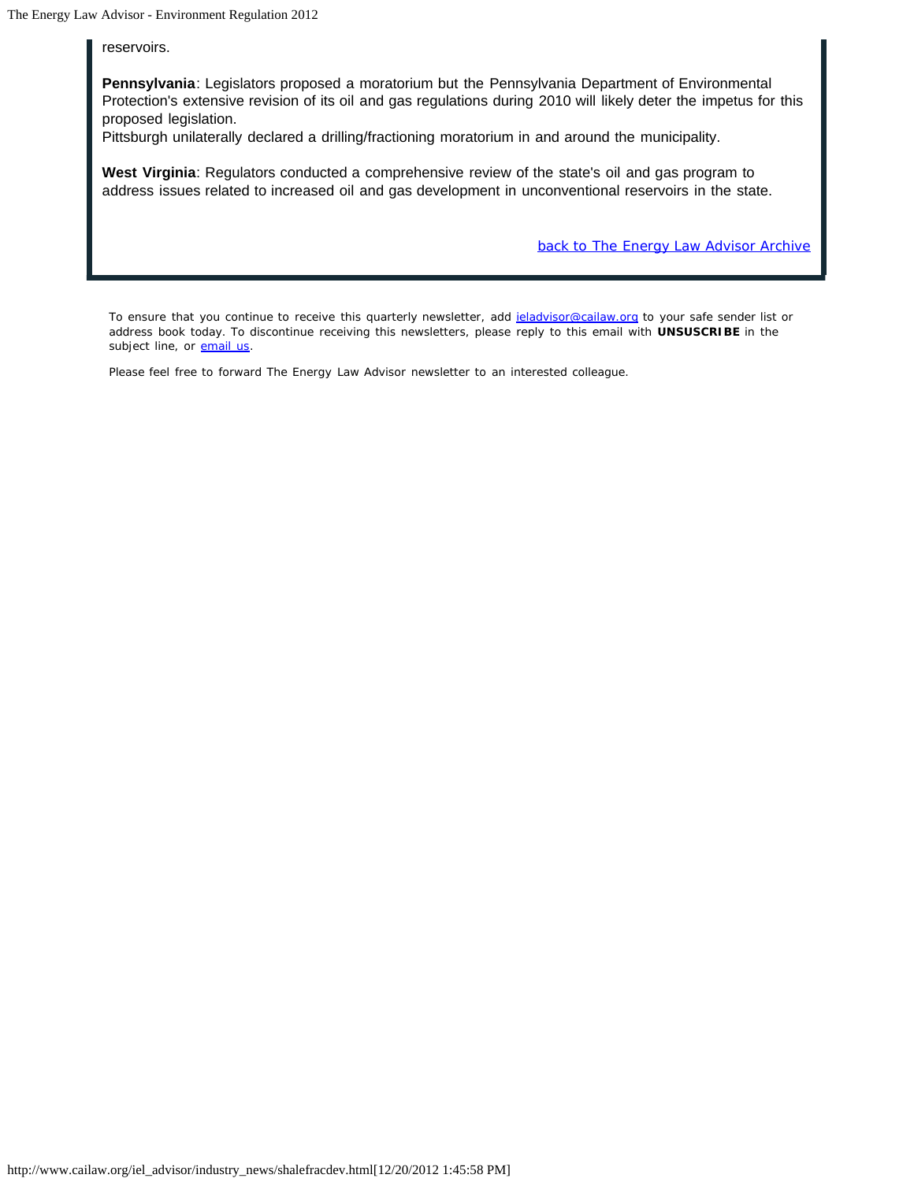reservoirs.

**Pennsylvania**: Legislators proposed a moratorium but the Pennsylvania Department of Environmental Protection's extensive revision of its oil and gas regulations during 2010 will likely deter the impetus for this proposed legislation.
Pittsburgh unilaterally declared a drilling/fractioning moratorium in and around the municipality.

**West Virginia**: Regulators conducted a comprehensive review of the state's oil and gas program to address issues related to increased oil and gas development in unconventional reservoirs in the state.

back to The Energy Law Advisor Archive

To ensure that you continue to receive this quarterly newsletter, add ieladvisor@cailaw.org to your safe sender list or address book today. To discontinue receiving this newsletters, please reply to this email with **UNSUSCRIBE** in the subject line, or email us.

Please feel free to forward The Energy Law Advisor newsletter to an interested colleague.